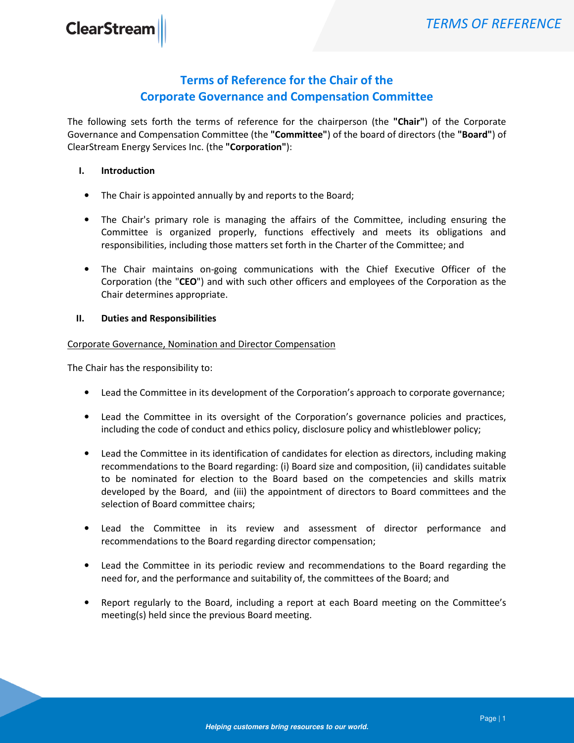# Terms of Reference for the Chair of the Corporate Governance and Compensation Committee

The following sets forth the terms of reference for the chairperson (the **"Chair"**) of the Corporate Governance and Compensation Committee (the **"Committee"**) of the board of directors (the **"Board"**) of ClearStream Energy Services Inc. (the **"Corporation"**):

## I. Introduction

- The Chair is appointed annually by and reports to the Board;
- The Chair's primary role is managing the affairs of the Committee, including ensuring the Committee is organized properly, functions effectively and meets its obligations and responsibilities, including those matters set forth in the Charter of the Committee; and
- The Chair maintains on-going communications with the Chief Executive Officer of the Corporation (the "**CEO**") and with such other officers and employees of the Corporation as the Chair determines appropriate.

## II. Duties and Responsibilities

Corporate Governance, Nomination and Director Compensation

The Chair has the responsibility to:

- Lead the Committee in its development of the Corporation's approach to corporate governance;
- Lead the Committee in its oversight of the Corporation's governance policies and practices, including the code of conduct and ethics policy, disclosure policy and whistleblower policy;
- Lead the Committee in its identification of candidates for election as directors, including making recommendations to the Board regarding: (i) Board size and composition, (ii) candidates suitable to be nominated for election to the Board based on the competencies and skills matrix developed by the Board, and (iii) the appointment of directors to Board committees and the selection of Board committee chairs;
- Lead the Committee in its review and assessment of director performance and recommendations to the Board regarding director compensation;
- Lead the Committee in its periodic review and recommendations to the Board regarding the need for, and the performance and suitability of, the committees of the Board; and
- Report regularly to the Board, including a report at each Board meeting on the Committee's meeting(s) held since the previous Board meeting.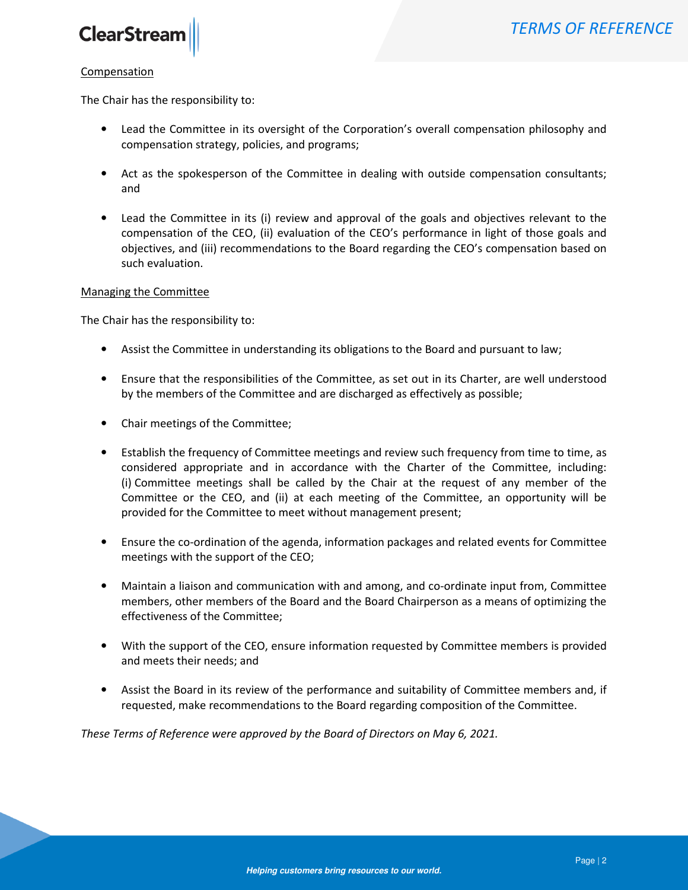Compensation

The Chair has the responsibility to:

- Lead the Committee in its oversight of the Corporation's overall compensation philosophy and compensation strategy, policies, and programs;
- Act as the spokesperson of the Committee in dealing with outside compensation consultants; and
- Lead the Committee in its (i) review and approval of the goals and objectives relevant to the compensation of the CEO, (ii) evaluation of the CEO's performance in light of those goals and objectives, and (iii) recommendations to the Board regarding the CEO's compensation based on such evaluation.

Managing the Committee

The Chair has the responsibility to:

- Assist the Committee in understanding its obligations to the Board and pursuant to law;
- Ensure that the responsibilities of the Committee, as set out in its Charter, are well understood by the members of the Committee and are discharged as effectively as possible;
- Chair meetings of the Committee;
- Establish the frequency of Committee meetings and review such frequency from time to time, as considered appropriate and in accordance with the Charter of the Committee, including: (i) Committee meetings shall be called by the Chair at the request of any member of the Committee or the CEO, and (ii) at each meeting of the Committee, an opportunity will be provided for the Committee to meet without management present;
- Ensure the co-ordination of the agenda, information packages and related events for Committee meetings with the support of the CEO;
- Maintain a liaison and communication with and among, and co-ordinate input from, Committee members, other members of the Board and the Board Chairperson as a means of optimizing the effectiveness of the Committee;
- With the support of the CEO, ensure information requested by Committee members is provided and meets their needs; and
- Assist the Board in its review of the performance and suitability of Committee members and, if requested, make recommendations to the Board regarding composition of the Committee.

*These Terms of Reference were approved by the Board of Directors on May 6, 2021.*